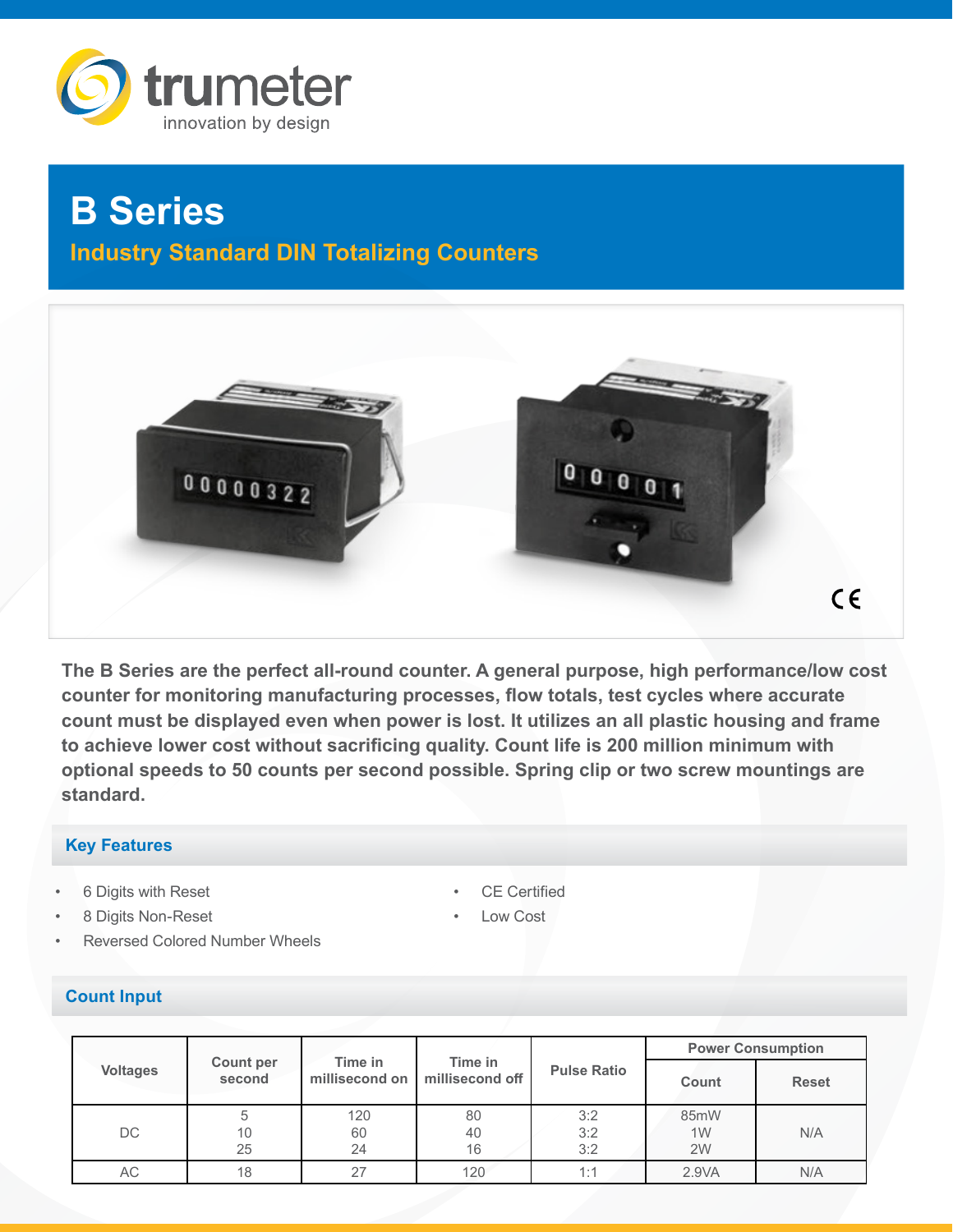# B Series

## Industry Standard DIN Totalizing Counters

**The B Series are the perfect all-round counter. A general purpose, high performance/low cost counter for monitoring manufacturing processes, flow totals, test cycles where accurate count must be displayed even when power is lost. It utilizes an all plastic housing and frame to achieve lower cost without sacrificing quality. Count life is 200 million minimum with optional speeds to 50 counts per second possible. Spring clip or two screw mountings are standard.**

## Key Features

- 6 Digits with Reset
- 8 Digits Non-Reset
- Reversed Colored Number Wheels
- CE Certified
- Low Cost

## Count Input

| Voltages | Count per second | Time in millisecond on | Time in millisecond off | Pulse Ratio | Power Consumption | |
|---|---|---|---|---|---|---|
| | | | | | Count | Reset |
| DC | 5<br>10<br>25 | 120<br>60<br>24 | 80<br>40<br>16 | 3:2<br>3:2<br>3:2 | 85mW<br>1W<br>2W | N/A |
| AC | 18 | 27 | 120 | 1:1 | 2.9VA | N/A |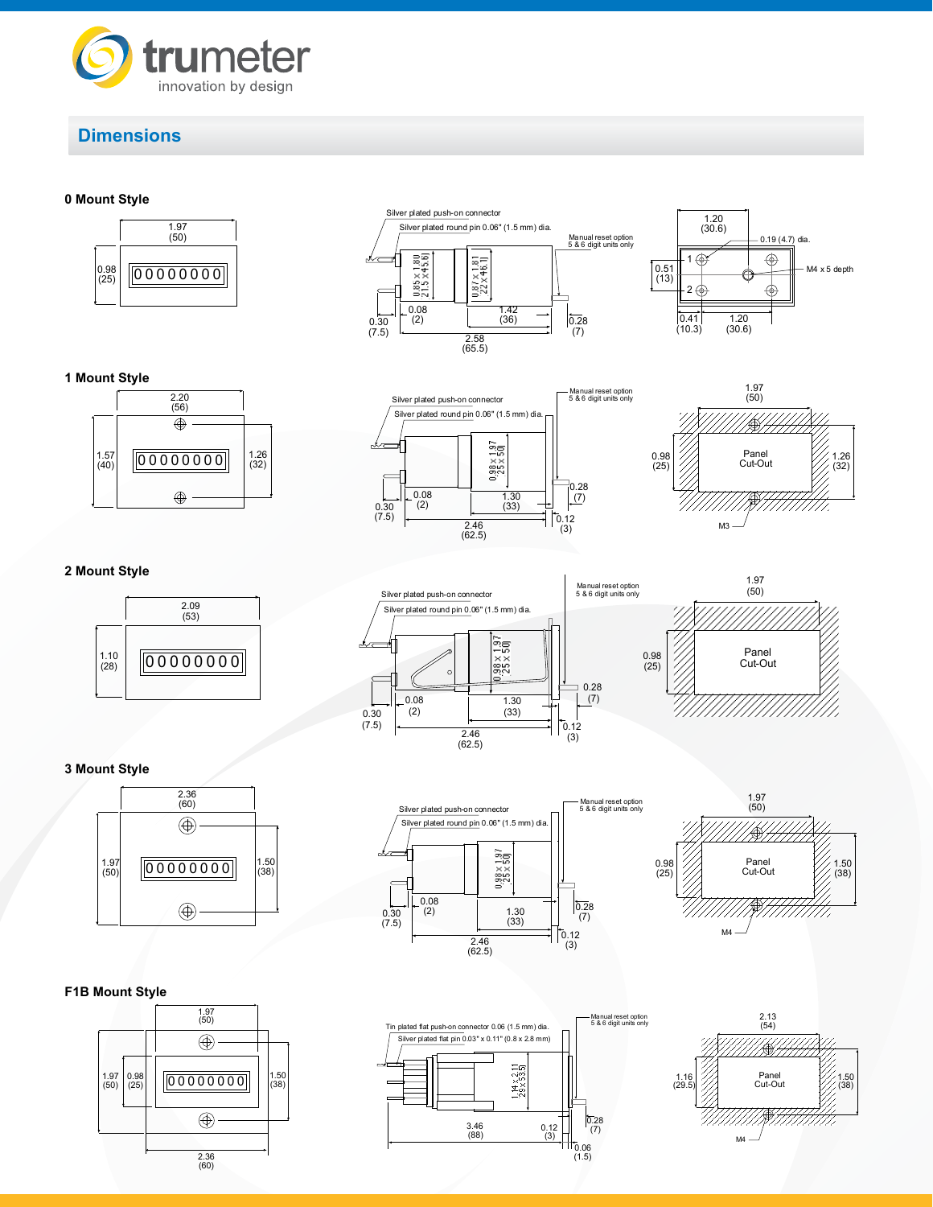## Dimensions

### 0 Mount Style

1.97 (50)

0.98 (25)

00000000

Silver plated push-on connector

Silver plated round pin 0.06" (1.5 mm) dia.

Manual reset option 5 & 6 digit units only

0.85 x 1.80 (21.5 x 45.6)

0.87 x 1.81 (22 x 46.1)

0.30 (7.5)

0.08 (2)

1.42 (36)

0.28 (7)

2.58 (65.5)

1.20 (30.6)

0.19 (4.7) dia.

0.51 (13)

M4 x 5 depth

0.41 (10.3)

1.20 (30.6)

### 1 Mount Style

2.20 (56)

1.57 (40)

1.26 (32)

00000000

Silver plated push-on connector

Silver plated round pin 0.06" (1.5 mm) dia.

Manual reset option 5 & 6 digit units only

0.98 x 1.97 (25 x 50)

0.30 (7.5)

0.08 (2)

1.30 (33)

0.28 (7)

0.12 (3)

2.46 (62.5)

1.97 (50)

0.98 (25)

Panel Cut-Out

1.26 (32)

M3

### 2 Mount Style

2.09 (53)

1.10 (28)

00000000

Silver plated push-on connector

Silver plated round pin 0.06" (1.5 mm) dia.

Manual reset option 5 & 6 digit units only

0.98 x 1.97 (25 x 50)

0.30 (7.5)

0.08 (2)

1.30 (33)

0.28 (7)

0.12 (3)

2.46 (62.5)

1.97 (50)

0.98 (25)

Panel Cut-Out

### 3 Mount Style

2.36 (60)

1.97 (50)

1.50 (38)

00000000

Silver plated push-on connector

Silver plated round pin 0.06" (1.5 mm) dia.

Manual reset option 5 & 6 digit units only

0.98 x 1.97 (25 x 50)

0.30 (7.5)

0.08 (2)

1.30 (33)

0.28 (7)

0.12 (3)

2.46 (62.5)

1.97 (50)

0.98 (25)

Panel Cut-Out

1.50 (38)

M4

### F1B Mount Style

1.97 (50)

1.97 (50)

0.98 (25)

1.50 (38)

00000000

2.36 (60)

Tin plated flat push-on connector 0.06 (1.5 mm) dia.

Silver plated flat pin 0.03" x 0.11" (0.8 x 2.8 mm)

Manual reset option 5 & 6 digit units only

1.14 x 2.11 (29 x 53.5)

3.46 (88)

0.12 (3)

0.28 (7)

0.06 (1.5)

2.13 (54)

1.16 (29.5)

Panel Cut-Out

1.50 (38)

M4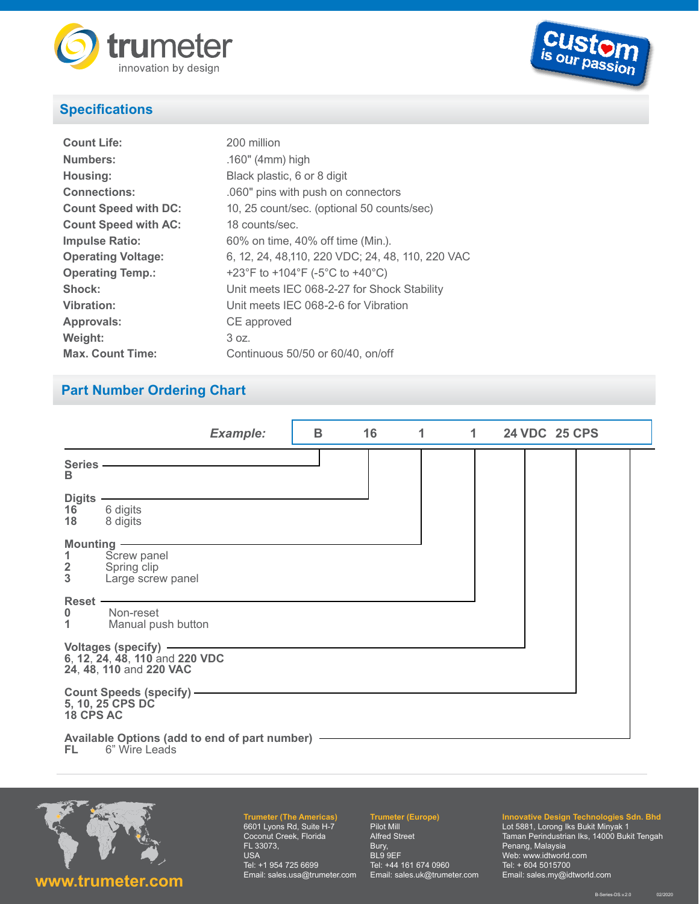trumeter
innovation by design

custom is our passion

## Specifications

| | |
|---|---|
| **Count Life:** | 200 million |
| **Numbers:** | .160" (4mm) high |
| **Housing:** | Black plastic, 6 or 8 digit |
| **Connections:** | .060" pins with push on connectors |
| **Count Speed with DC:** | 10, 25 count/sec. (optional 50 counts/sec) |
| **Count Speed with AC:** | 18 counts/sec. |
| **Impulse Ratio:** | 60% on time, 40% off time (Min.). |
| **Operating Voltage:** | 6, 12, 24, 48,110, 220 VDC; 24, 48, 110, 220 VAC |
| **Operating Temp.:** | +23°F to +104°F (-5°C to +40°C) |
| **Shock:** | Unit meets IEC 068-2-27 for Shock Stability |
| **Vibration:** | Unit meets IEC 068-2-6 for Vibration |
| **Approvals:** | CE approved |
| **Weight:** | 3 oz. |
| **Max. Count Time:** | Continuous 50/50 or 60/40, on/off |

## Part Number Ordering Chart

*Example:* **B 16 1 1 24 VDC 25 CPS**

**Series**
**B**

**Digits**
**16** 6 digits
**18** 8 digits

**Mounting**
**1** Screw panel
**2** Spring clip
**3** Large screw panel

**Reset**
**0** Non-reset
**1** Manual push button

**Voltages (specify)**
**6**, **12**, **24**, **48**, **110** and **220 VDC**
**24**, **48**, **110** and **220 VAC**

**Count Speeds (specify)**
**5, 10, 25 CPS DC**
**18 CPS AC**

**Available Options (add to end of part number)**
**FL** 6" Wire Leads

www.trumeter.com

**Trumeter (The Americas)**
6601 Lyons Rd, Suite H-7
Coconut Creek, Florida
FL 33073,
USA
Tel: +1 954 725 6699
Email: sales.usa@trumeter.com

**Trumeter (Europe)**
Pilot Mill
Alfred Street
Bury,
BL9 9EF
Tel: +44 161 674 0960
Email: sales.uk@trumeter.com

**Innovative Design Technologies Sdn. Bhd**
Lot 5881, Lorong Iks Bukit Minyak 1
Taman Perindustrian Iks, 14000 Bukit Tengah
Penang, Malaysia
Web: www.idtworld.com
Tel: + 604 5015700
Email: sales.my@idtworld.com

B-Series-DS.v.2.0 02/2020